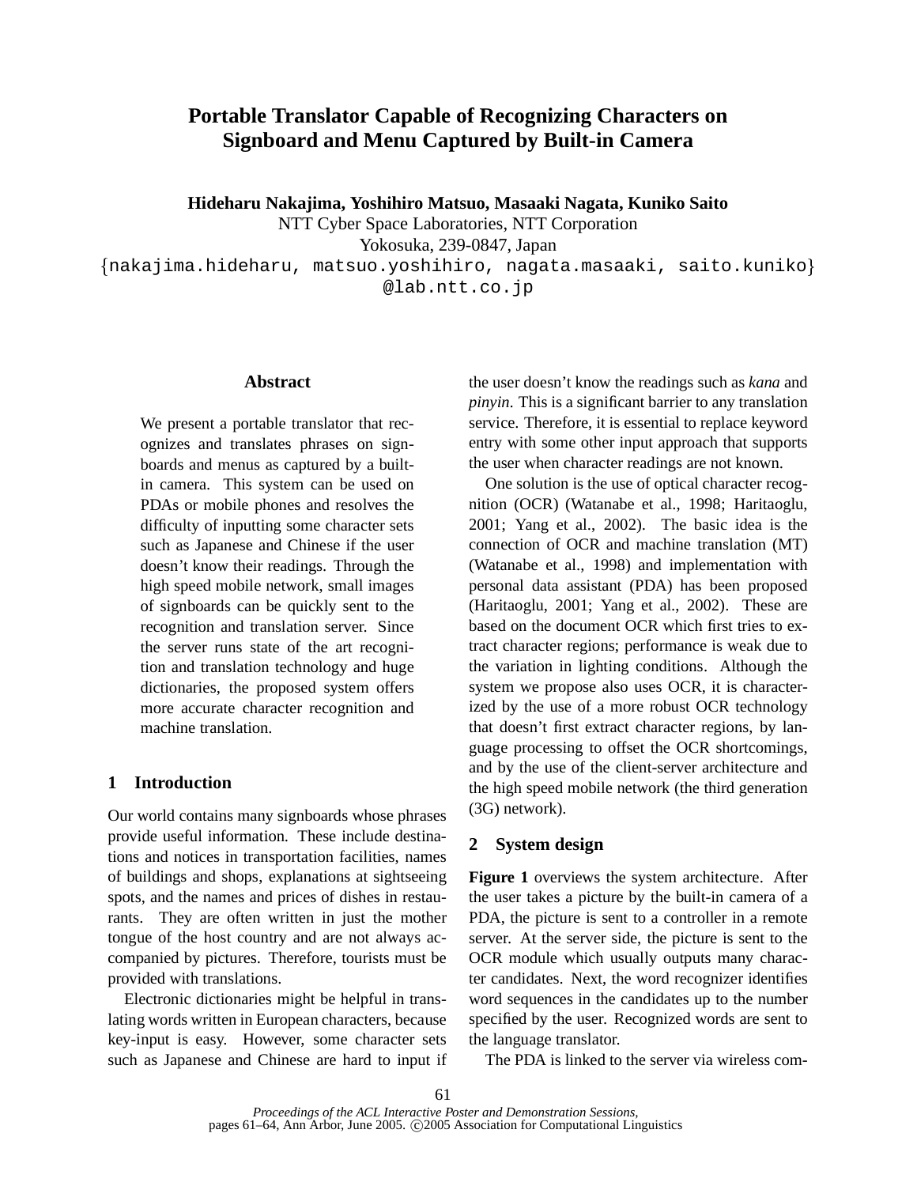# Portable Translator Capable of Recognizing Characters on Signboard and Menu Captured by Built-in Camera

**Hideharu Nakajima, Yoshihiro Matsuo, Masaaki Nagata, Kuniko Saito**
NTT Cyber Space Laboratories, NTT Corporation
Yokosuka, 239-0847, Japan
{nakajima.hideharu, matsuo.yoshihiro, nagata.masaaki, saito.kuniko}@lab.ntt.co.jp

## Abstract

We present a portable translator that recognizes and translates phrases on signboards and menus as captured by a built-in camera. This system can be used on PDAs or mobile phones and resolves the difficulty of inputting some character sets such as Japanese and Chinese if the user doesn't know their readings. Through the high speed mobile network, small images of signboards can be quickly sent to the recognition and translation server. Since the server runs state of the art recognition and translation technology and huge dictionaries, the proposed system offers more accurate character recognition and machine translation.

## 1 Introduction

Our world contains many signboards whose phrases provide useful information. These include destinations and notices in transportation facilities, names of buildings and shops, explanations at sightseeing spots, and the names and prices of dishes in restaurants. They are often written in just the mother tongue of the host country and are not always accompanied by pictures. Therefore, tourists must be provided with translations.

Electronic dictionaries might be helpful in translating words written in European characters, because key-input is easy. However, some character sets such as Japanese and Chinese are hard to input if the user doesn't know the readings such as *kana* and *pinyin*. This is a significant barrier to any translation service. Therefore, it is essential to replace keyword entry with some other input approach that supports the user when character readings are not known.

One solution is the use of optical character recognition (OCR) (Watanabe et al., 1998; Haritaoglu, 2001; Yang et al., 2002). The basic idea is the connection of OCR and machine translation (MT) (Watanabe et al., 1998) and implementation with personal data assistant (PDA) has been proposed (Haritaoglu, 2001; Yang et al., 2002). These are based on the document OCR which first tries to extract character regions; performance is weak due to the variation in lighting conditions. Although the system we propose also uses OCR, it is characterized by the use of a more robust OCR technology that doesn't first extract character regions, by language processing to offset the OCR shortcomings, and by the use of the client-server architecture and the high speed mobile network (the third generation (3G) network).

## 2 System design

**Figure 1** overviews the system architecture. After the user takes a picture by the built-in camera of a PDA, the picture is sent to a controller in a remote server. At the server side, the picture is sent to the OCR module which usually outputs many character candidates. Next, the word recognizer identifies word sequences in the candidates up to the number specified by the user. Recognized words are sent to the language translator.

The PDA is linked to the server via wireless com-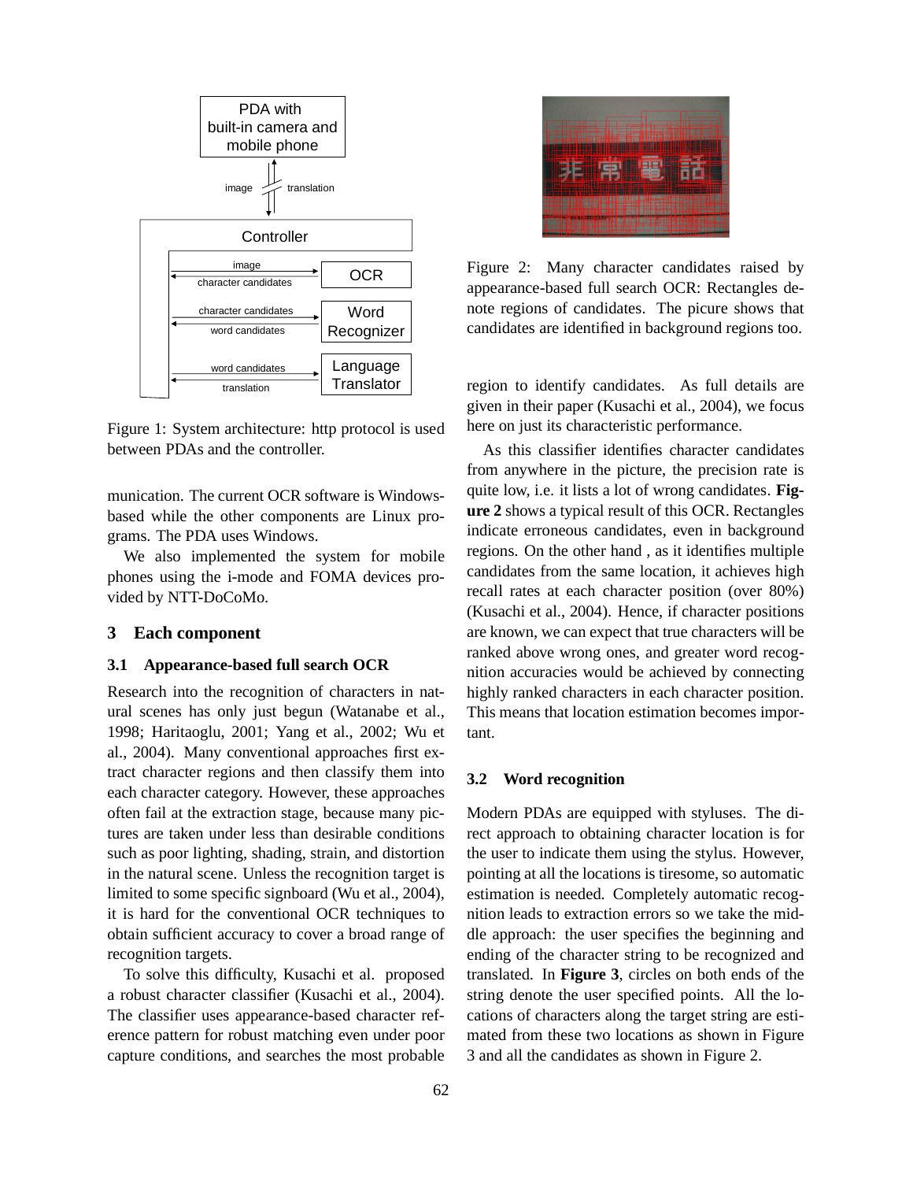Figure 1: System architecture: http protocol is used between PDAs and the controller.

munication. The current OCR software is Windows-based while the other components are Linux programs. The PDA uses Windows.

We also implemented the system for mobile phones using the i-mode and FOMA devices provided by NTT-DoCoMo.

## 3 Each component

### 3.1 Appearance-based full search OCR

Research into the recognition of characters in natural scenes has only just begun (Watanabe et al., 1998; Haritaoglu, 2001; Yang et al., 2002; Wu et al., 2004). Many conventional approaches first extract character regions and then classify them into each character category. However, these approaches often fail at the extraction stage, because many pictures are taken under less than desirable conditions such as poor lighting, shading, strain, and distortion in the natural scene. Unless the recognition target is limited to some specific signboard (Wu et al., 2004), it is hard for the conventional OCR techniques to obtain sufficient accuracy to cover a broad range of recognition targets.

To solve this difficulty, Kusachi et al. proposed a robust character classifier (Kusachi et al., 2004). The classifier uses appearance-based character reference pattern for robust matching even under poor capture conditions, and searches the most probable region to identify candidates. As full details are given in their paper (Kusachi et al., 2004), we focus here on just its characteristic performance.

Figure 2: Many character candidates raised by appearance-based full search OCR: Rectangles denote regions of candidates. The picure shows that candidates are identified in background regions too.

As this classifier identifies character candidates from anywhere in the picture, the precision rate is quite low, i.e. it lists a lot of wrong candidates. **Figure 2** shows a typical result of this OCR. Rectangles indicate erroneous candidates, even in background regions. On the other hand , as it identifies multiple candidates from the same location, it achieves high recall rates at each character position (over 80%) (Kusachi et al., 2004). Hence, if character positions are known, we can expect that true characters will be ranked above wrong ones, and greater word recognition accuracies would be achieved by connecting highly ranked characters in each character position. This means that location estimation becomes important.

### 3.2 Word recognition

Modern PDAs are equipped with styluses. The direct approach to obtaining character location is for the user to indicate them using the stylus. However, pointing at all the locations is tiresome, so automatic estimation is needed. Completely automatic recognition leads to extraction errors so we take the middle approach: the user specifies the beginning and ending of the character string to be recognized and translated. In **Figure 3**, circles on both ends of the string denote the user specified points. All the locations of characters along the target string are estimated from these two locations as shown in Figure 3 and all the candidates as shown in Figure 2.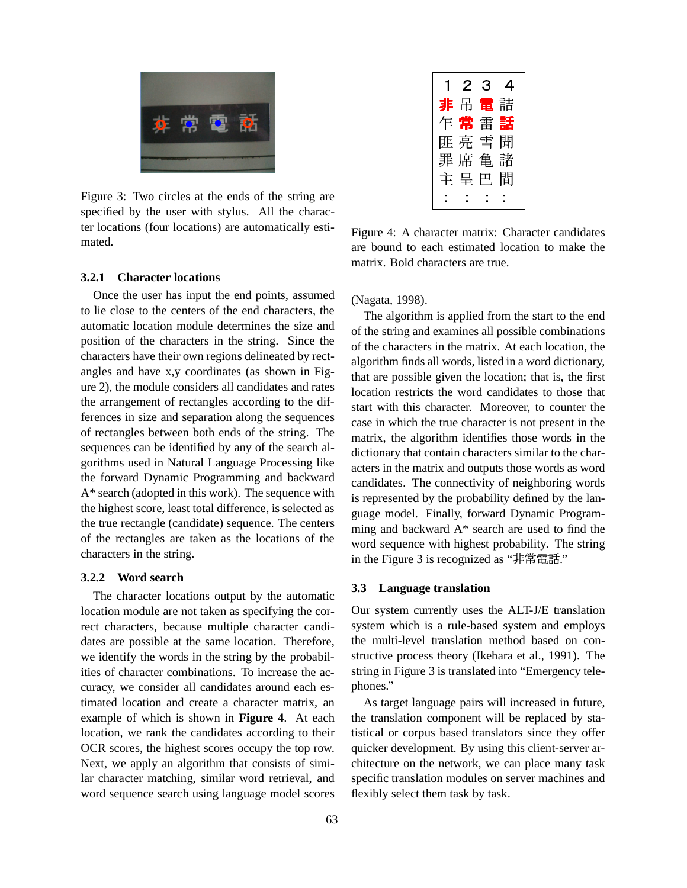Figure 3: Two circles at the ends of the string are specified by the user with stylus. All the character locations (four locations) are automatically estimated.

#### 3.2.1 Character locations

Once the user has input the end points, assumed to lie close to the centers of the end characters, the automatic location module determines the size and position of the characters in the string. Since the characters have their own regions delineated by rectangles and have x,y coordinates (as shown in Figure 2), the module considers all candidates and rates the arrangement of rectangles according to the differences in size and separation along the sequences of rectangles between both ends of the string. The sequences can be identified by any of the search algorithms used in Natural Language Processing like the forward Dynamic Programming and backward A* search (adopted in this work). The sequence with the highest score, least total difference, is selected as the true rectangle (candidate) sequence. The centers of the rectangles are taken as the locations of the characters in the string.

#### 3.2.2 Word search

The character locations output by the automatic location module are not taken as specifying the correct characters, because multiple character candidates are possible at the same location. Therefore, we identify the words in the string by the probabilities of character combinations. To increase the accuracy, we consider all candidates around each estimated location and create a character matrix, an example of which is shown in **Figure 4**. At each location, we rank the candidates according to their OCR scores, the highest scores occupy the top row. Next, we apply an algorithm that consists of similar character matching, similar word retrieval, and word sequence search using language model scores (Nagata, 1998).

| 1 | 2 | 3 | 4 |
|---|---|---|---|
| **非** | 吊 | **電** | 詰 |
| 乍 | **常** | 雷 | **話** |
| 匪 | 亮 | 雪 | 聞 |
| 罪 | 席 | 亀 | 諸 |
| 主 | 呈 | 巴 | 間 |
| : | : | : | : |

Figure 4: A character matrix: Character candidates are bound to each estimated location to make the matrix. Bold characters are true.

The algorithm is applied from the start to the end of the string and examines all possible combinations of the characters in the matrix. At each location, the algorithm finds all words, listed in a word dictionary, that are possible given the location; that is, the first location restricts the word candidates to those that start with this character. Moreover, to counter the case in which the true character is not present in the matrix, the algorithm identifies those words in the dictionary that contain characters similar to the characters in the matrix and outputs those words as word candidates. The connectivity of neighboring words is represented by the probability defined by the language model. Finally, forward Dynamic Programming and backward A* search are used to find the word sequence with highest probability. The string in the Figure 3 is recognized as "非常電話."

### 3.3 Language translation

Our system currently uses the ALT-J/E translation system which is a rule-based system and employs the multi-level translation method based on constructive process theory (Ikehara et al., 1991). The string in Figure 3 is translated into "Emergency telephones."

As target language pairs will increased in future, the translation component will be replaced by statistical or corpus based translators since they offer quicker development. By using this client-server architecture on the network, we can place many task specific translation modules on server machines and flexibly select them task by task.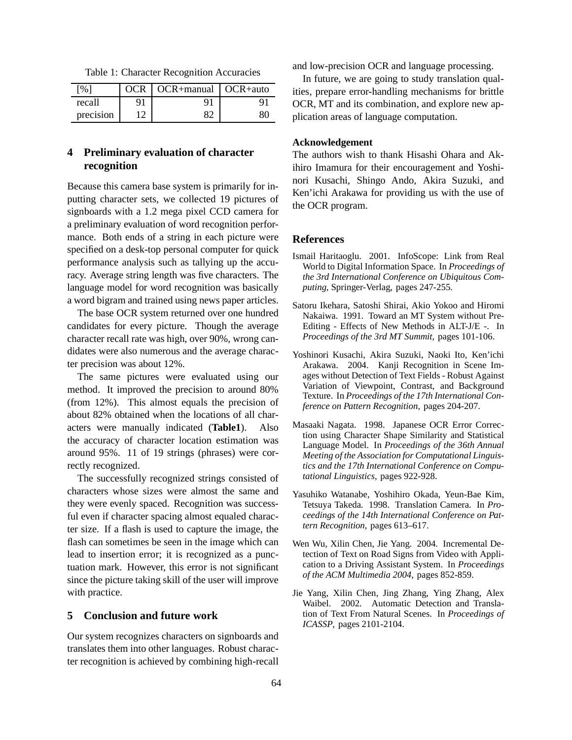Table 1: Character Recognition Accuracies

| [%] | OCR | OCR+manual | OCR+auto |
|---|---|---|---|
| recall | 91 | 91 | 91 |
| precision | 12 | 82 | 80 |

## 4 Preliminary evaluation of character recognition

Because this camera base system is primarily for inputting character sets, we collected 19 pictures of signboards with a 1.2 mega pixel CCD camera for a preliminary evaluation of word recognition performance. Both ends of a string in each picture were specified on a desk-top personal computer for quick performance analysis such as tallying up the accuracy. Average string length was five characters. The language model for word recognition was basically a word bigram and trained using news paper articles.

The base OCR system returned over one hundred candidates for every picture. Though the average character recall rate was high, over 90%, wrong candidates were also numerous and the average character precision was about 12%.

The same pictures were evaluated using our method. It improved the precision to around 80% (from 12%). This almost equals the precision of about 82% obtained when the locations of all characters were manually indicated (**Table1**). Also the accuracy of character location estimation was around 95%. 11 of 19 strings (phrases) were correctly recognized.

The successfully recognized strings consisted of characters whose sizes were almost the same and they were evenly spaced. Recognition was successful even if character spacing almost equaled character size. If a flash is used to capture the image, the flash can sometimes be seen in the image which can lead to insertion error; it is recognized as a punctuation mark. However, this error is not significant since the picture taking skill of the user will improve with practice.

## 5 Conclusion and future work

Our system recognizes characters on signboards and translates them into other languages. Robust character recognition is achieved by combining high-recall and low-precision OCR and language processing.

In future, we are going to study translation qualities, prepare error-handling mechanisms for brittle OCR, MT and its combination, and explore new application areas of language computation.

**Acknowledgement**

The authors wish to thank Hisashi Ohara and Akihiro Imamura for their encouragement and Yoshinori Kusachi, Shingo Ando, Akira Suzuki, and Ken'ichi Arakawa for providing us with the use of the OCR program.

## References

Ismail Haritaoglu. 2001. InfoScope: Link from Real World to Digital Information Space. In *Proceedings of the 3rd International Conference on Ubiquitous Computing*, Springer-Verlag, pages 247-255.

Satoru Ikehara, Satoshi Shirai, Akio Yokoo and Hiromi Nakaiwa. 1991. Toward an MT System without Pre-Editing - Effects of New Methods in ALT-J/E -. In *Proceedings of the 3rd MT Summit*, pages 101-106.

Yoshinori Kusachi, Akira Suzuki, Naoki Ito, Ken'ichi Arakawa. 2004. Kanji Recognition in Scene Images without Detection of Text Fields - Robust Against Variation of Viewpoint, Contrast, and Background Texture. In *Proceedings of the 17th International Conference on Pattern Recognition*, pages 204-207.

Masaaki Nagata. 1998. Japanese OCR Error Correction using Character Shape Similarity and Statistical Language Model. In *Proceedings of the 36th Annual Meeting of the Association for Computational Linguistics and the 17th International Conference on Computational Linguistics*, pages 922-928.

Yasuhiko Watanabe, Yoshihiro Okada, Yeun-Bae Kim, Tetsuya Takeda. 1998. Translation Camera. In *Proceedings of the 14th International Conference on Pattern Recognition*, pages 613–617.

Wen Wu, Xilin Chen, Jie Yang. 2004. Incremental Detection of Text on Road Signs from Video with Application to a Driving Assistant System. In *Proceedings of the ACM Multimedia 2004*, pages 852-859.

Jie Yang, Xilin Chen, Jing Zhang, Ying Zhang, Alex Waibel. 2002. Automatic Detection and Translation of Text From Natural Scenes. In *Proceedings of ICASSP*, pages 2101-2104.